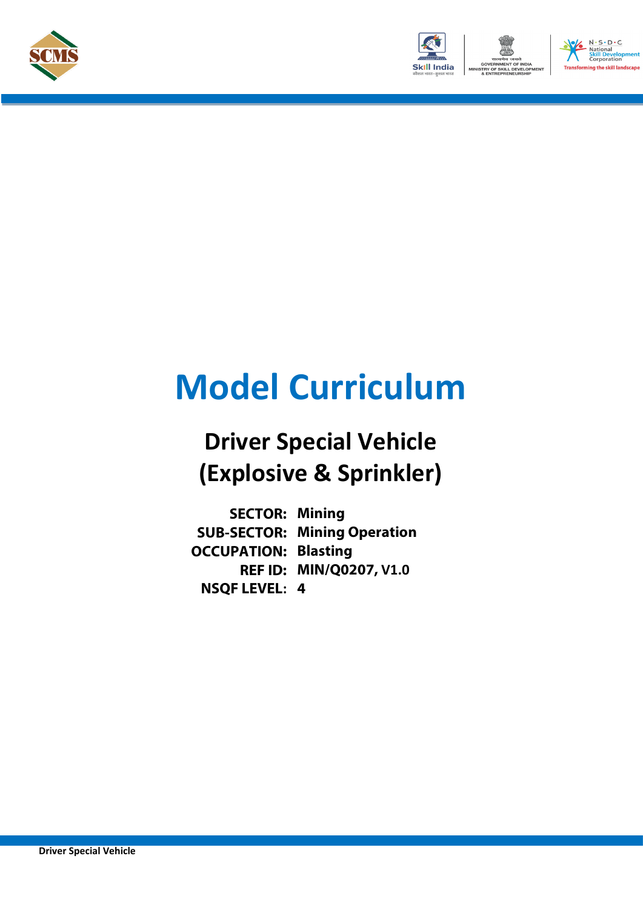# Model Curriculum

## Driver Special Vehicle (Explosive & Sprinkler)

**SECTOR:** Mining
**SUB-SECTOR:** Mining Operation
**OCCUPATION:** Blasting
**REF ID:** MIN/Q0207, V1.0
**NSQF LEVEL:** 4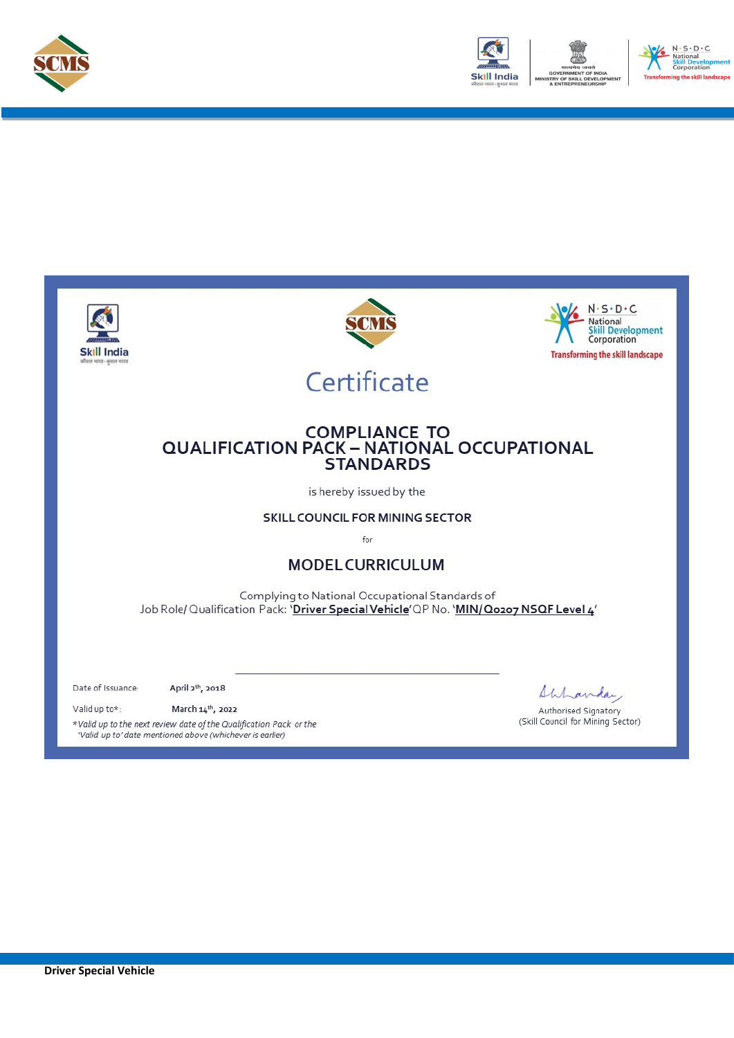# Certificate

## COMPLIANCE TO QUALIFICATION PACK – NATIONAL OCCUPATIONAL STANDARDS

is hereby issued by the

**SKILL COUNCIL FOR MINING SECTOR**

for

## MODEL CURRICULUM

Complying to National Occupational Standards of
Job Role/ Qualification Pack: '**Driver Special Vehicle**' QP No. '**MIN/Q0207 NSQF Level 4**'

Date of Issuance: **April 2th, 2018**

Valid up to*: **March 14th, 2022**

*\*Valid up to the next review date of the Qualification Pack or the 'Valid up to' date mentioned above (whichever is earlier)*

Authorised Signatory
(Skill Council for Mining Sector)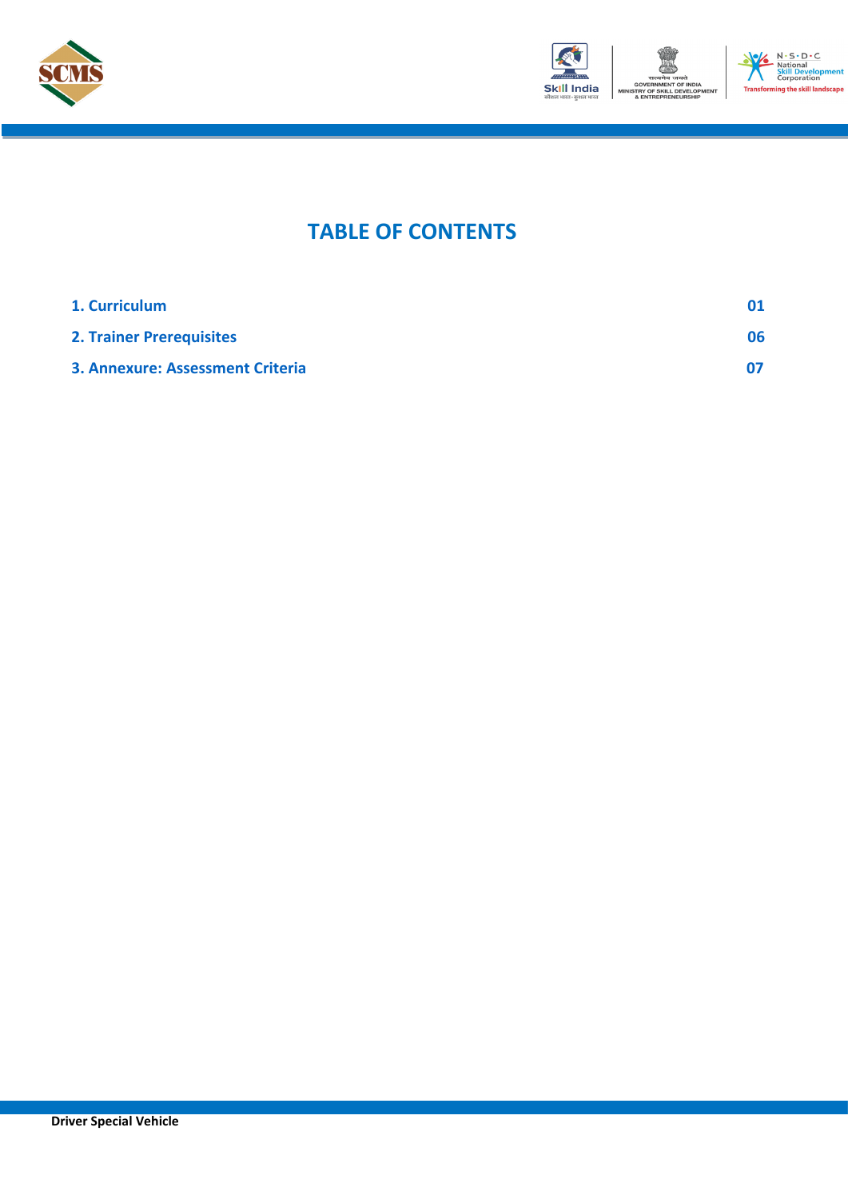# TABLE OF CONTENTS

| | |
|---|---|
| **1. Curriculum** | **01** |
| **2. Trainer Prerequisites** | **06** |
| **3. Annexure: Assessment Criteria** | **07** |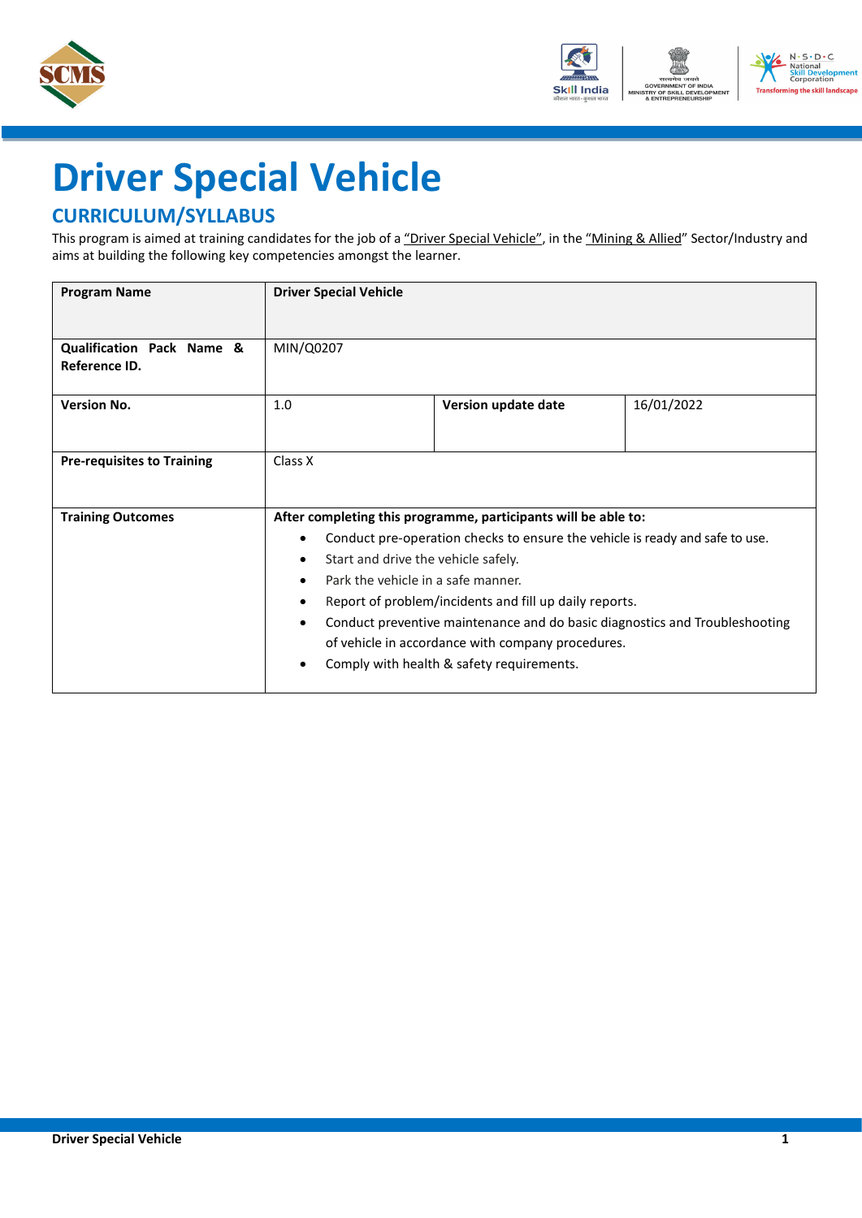# Driver Special Vehicle

## CURRICULUM/SYLLABUS

This program is aimed at training candidates for the job of a "Driver Special Vehicle", in the "Mining & Allied" Sector/Industry and aims at building the following key competencies amongst the learner.

| **Program Name** | **Driver Special Vehicle** | | |
|---|---|---|---|
| **Qualification Pack Name & Reference ID.** | MIN/Q0207 | | |
| **Version No.** | 1.0 | **Version update date** | 16/01/2022 |
| **Pre-requisites to Training** | Class X | | |
| **Training Outcomes** | **After completing this programme, participants will be able to:**<br>• Conduct pre-operation checks to ensure the vehicle is ready and safe to use.<br>• Start and drive the vehicle safely.<br>• Park the vehicle in a safe manner.<br>• Report of problem/incidents and fill up daily reports.<br>• Conduct preventive maintenance and do basic diagnostics and Troubleshooting of vehicle in accordance with company procedures.<br>• Comply with health & safety requirements. | | |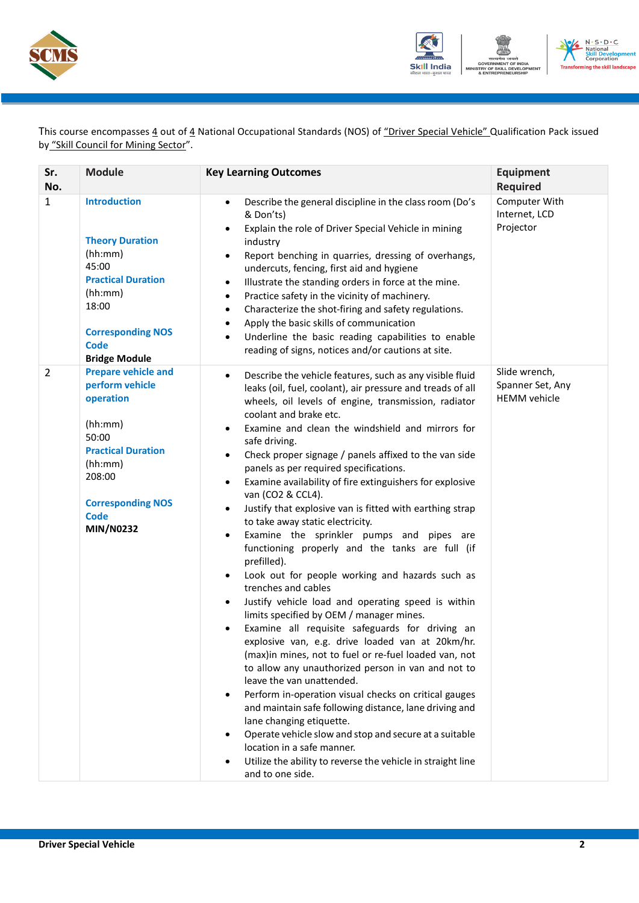This course encompasses 4 out of 4 National Occupational Standards (NOS) of "Driver Special Vehicle" Qualification Pack issued by "Skill Council for Mining Sector".

| Sr. No. | Module | Key Learning Outcomes | Equipment Required |
|---|---|---|---|
| 1 | **Introduction**<br><br>**Theory Duration** (hh:mm) 45:00<br>**Practical Duration** (hh:mm) 18:00<br><br>**Corresponding NOS Code**<br>**Bridge Module** | • Describe the general discipline in the class room (Do's & Don'ts)<br>• Explain the role of Driver Special Vehicle in mining industry<br>• Report benching in quarries, dressing of overhangs, undercuts, fencing, first aid and hygiene<br>• Illustrate the standing orders in force at the mine.<br>• Practice safety in the vicinity of machinery.<br>• Characterize the shot-firing and safety regulations.<br>• Apply the basic skills of communication<br>• Underline the basic reading capabilities to enable reading of signs, notices and/or cautions at site. | Computer With Internet, LCD Projector |
| 2 | **Prepare vehicle and perform vehicle operation**<br><br>(hh:mm) 50:00<br>**Practical Duration** (hh:mm) 208:00<br><br>**Corresponding NOS Code**<br>**MIN/N0232** | • Describe the vehicle features, such as any visible fluid leaks (oil, fuel, coolant), air pressure and treads of all wheels, oil levels of engine, transmission, radiator coolant and brake etc.<br>• Examine and clean the windshield and mirrors for safe driving.<br>• Check proper signage / panels affixed to the van side panels as per required specifications.<br>• Examine availability of fire extinguishers for explosive van ($CO_2$ & $CCL_4$).<br>• Justify that explosive van is fitted with earthing strap to take away static electricity.<br>• Examine the sprinkler pumps and pipes are functioning properly and the tanks are full (if prefilled).<br>• Look out for people working and hazards such as trenches and cables<br>• Justify vehicle load and operating speed is within limits specified by OEM / manager mines.<br>• Examine all requisite safeguards for driving an explosive van, e.g. drive loaded van at 20km/hr. (max)in mines, not to fuel or re-fuel loaded van, not to allow any unauthorized person in van and not to leave the van unattended.<br>• Perform in-operation visual checks on critical gauges and maintain safe following distance, lane driving and lane changing etiquette.<br>• Operate vehicle slow and stop and secure at a suitable location in a safe manner.<br>• Utilize the ability to reverse the vehicle in straight line and to one side. | Slide wrench, Spanner Set, Any HEMM vehicle |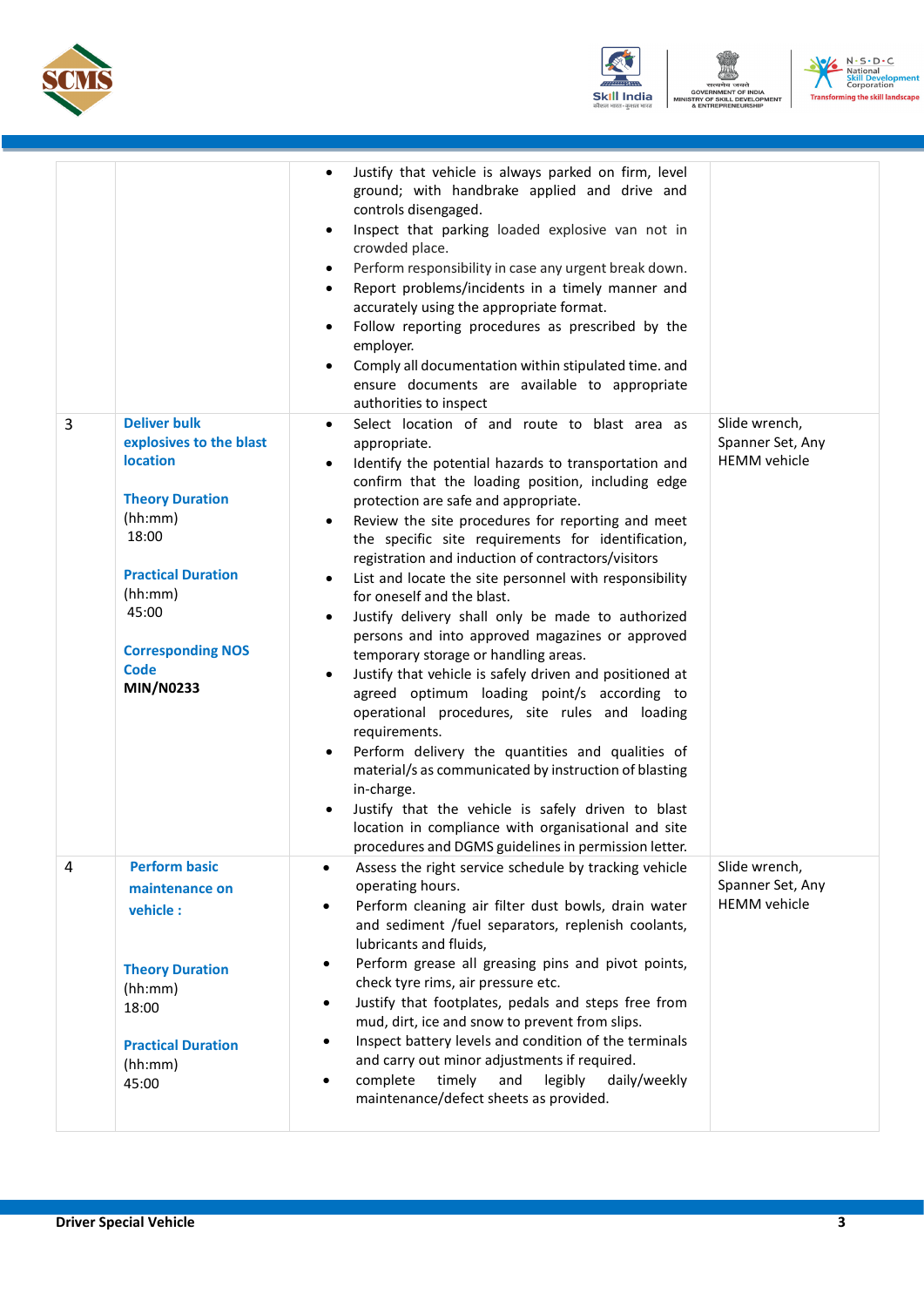| | | | |
|---|---|---|---|
| | | • Justify that vehicle is always parked on firm, level ground; with handbrake applied and drive and controls disengaged.<br>• Inspect that parking loaded explosive van not in crowded place.<br>• Perform responsibility in case any urgent break down.<br>• Report problems/incidents in a timely manner and accurately using the appropriate format.<br>• Follow reporting procedures as prescribed by the employer.<br>• Comply all documentation within stipulated time. and ensure documents are available to appropriate authorities to inspect | |
| 3 | **Deliver bulk explosives to the blast location**<br><br>**Theory Duration** (hh:mm)<br>18:00<br><br>**Practical Duration** (hh:mm)<br>45:00<br><br>**Corresponding NOS Code**<br>**MIN/N0233** | • Select location of and route to blast area as appropriate.<br>• Identify the potential hazards to transportation and confirm that the loading position, including edge protection are safe and appropriate.<br>• Review the site procedures for reporting and meet the specific site requirements for identification, registration and induction of contractors/visitors<br>• List and locate the site personnel with responsibility for oneself and the blast.<br>• Justify delivery shall only be made to authorized persons and into approved magazines or approved temporary storage or handling areas.<br>• Justify that vehicle is safely driven and positioned at agreed optimum loading point/s according to operational procedures, site rules and loading requirements.<br>• Perform delivery the quantities and qualities of material/s as communicated by instruction of blasting in-charge.<br>• Justify that the vehicle is safely driven to blast location in compliance with organisational and site procedures and DGMS guidelines in permission letter. | Slide wrench, Spanner Set, Any HEMM vehicle |
| 4 | **Perform basic maintenance on vehicle :**<br><br>**Theory Duration** (hh:mm)<br>18:00<br><br>**Practical Duration** (hh:mm)<br>45:00 | • Assess the right service schedule by tracking vehicle operating hours.<br>• Perform cleaning air filter dust bowls, drain water and sediment /fuel separators, replenish coolants, lubricants and fluids,<br>• Perform grease all greasing pins and pivot points, check tyre rims, air pressure etc.<br>• Justify that footplates, pedals and steps free from mud, dirt, ice and snow to prevent from slips.<br>• Inspect battery levels and condition of the terminals and carry out minor adjustments if required.<br>• complete timely and legibly daily/weekly maintenance/defect sheets as provided. | Slide wrench, Spanner Set, Any HEMM vehicle |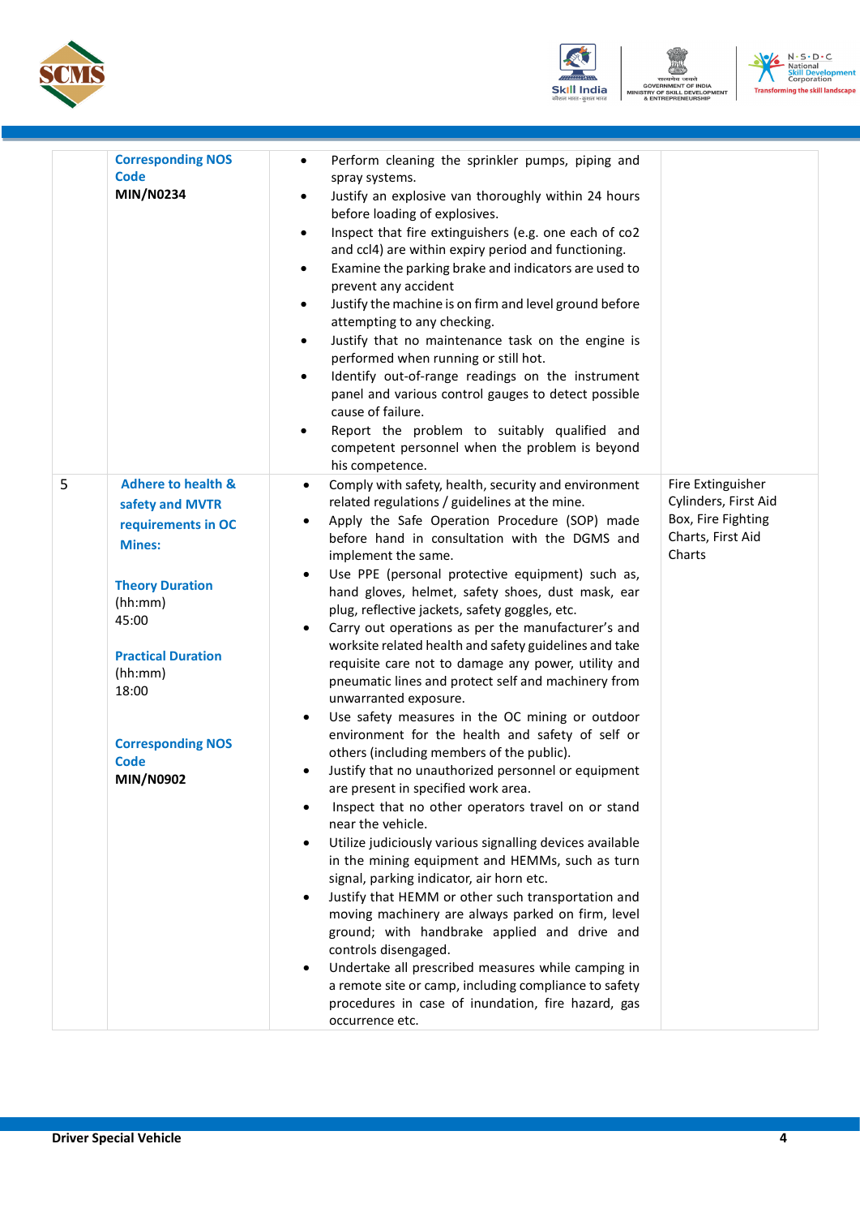| | | | |
|---|---|---|---|
| | **Corresponding NOS Code**<br>**MIN/N0234** | • Perform cleaning the sprinkler pumps, piping and spray systems.<br>• Justify an explosive van thoroughly within 24 hours before loading of explosives.<br>• Inspect that fire extinguishers (e.g. one each of co2 and ccl4) are within expiry period and functioning.<br>• Examine the parking brake and indicators are used to prevent any accident<br>• Justify the machine is on firm and level ground before attempting to any checking.<br>• Justify that no maintenance task on the engine is performed when running or still hot.<br>• Identify out-of-range readings on the instrument panel and various control gauges to detect possible cause of failure.<br>• Report the problem to suitably qualified and competent personnel when the problem is beyond his competence. | |
| 5 | **Adhere to health & safety and MVTR requirements in OC Mines:**<br><br>**Theory Duration**<br>(hh:mm)<br>45:00<br><br>**Practical Duration**<br>(hh:mm)<br>18:00<br><br>**Corresponding NOS Code**<br>**MIN/N0902** | • Comply with safety, health, security and environment related regulations / guidelines at the mine.<br>• Apply the Safe Operation Procedure (SOP) made before hand in consultation with the DGMS and implement the same.<br>• Use PPE (personal protective equipment) such as, hand gloves, helmet, safety shoes, dust mask, ear plug, reflective jackets, safety goggles, etc.<br>• Carry out operations as per the manufacturer's and worksite related health and safety guidelines and take requisite care not to damage any power, utility and pneumatic lines and protect self and machinery from unwarranted exposure.<br>• Use safety measures in the OC mining or outdoor environment for the health and safety of self or others (including members of the public).<br>• Justify that no unauthorized personnel or equipment are present in specified work area.<br>• Inspect that no other operators travel on or stand near the vehicle.<br>• Utilize judiciously various signalling devices available in the mining equipment and HEMMs, such as turn signal, parking indicator, air horn etc.<br>• Justify that HEMM or other such transportation and moving machinery are always parked on firm, level ground; with handbrake applied and drive and controls disengaged.<br>• Undertake all prescribed measures while camping in a remote site or camp, including compliance to safety procedures in case of inundation, fire hazard, gas occurrence etc. | Fire Extinguisher Cylinders, First Aid Box, Fire Fighting Charts, First Aid Charts |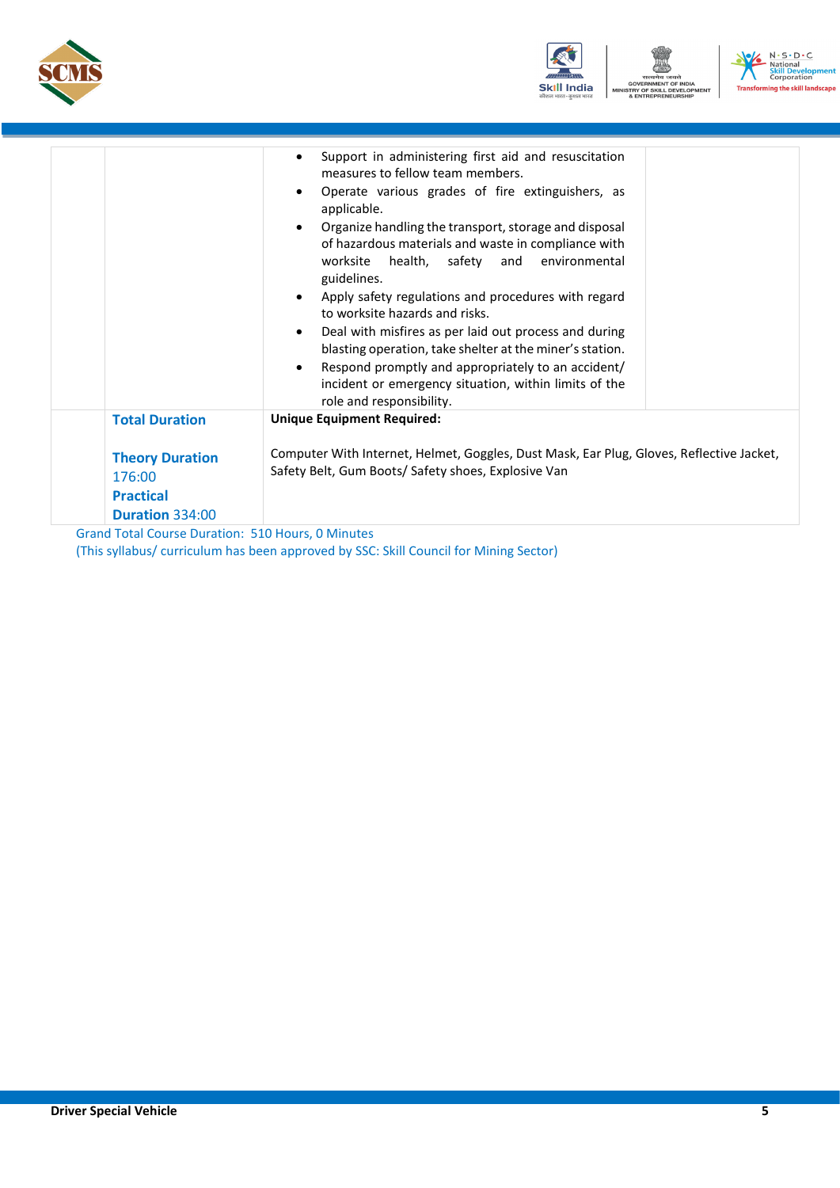| | | | |
|---|---|---|---|
| | | • Support in administering first aid and resuscitation measures to fellow team members.<br>• Operate various grades of fire extinguishers, as applicable.<br>• Organize handling the transport, storage and disposal of hazardous materials and waste in compliance with worksite health, safety and environmental guidelines.<br>• Apply safety regulations and procedures with regard to worksite hazards and risks.<br>• Deal with misfires as per laid out process and during blasting operation, take shelter at the miner's station.<br>• Respond promptly and appropriately to an accident/ incident or emergency situation, within limits of the role and responsibility. | |
| | **Total Duration**<br><br>**Theory Duration** 176:00<br>**Practical Duration** 334:00 | **Unique Equipment Required:**<br><br>Computer With Internet, Helmet, Goggles, Dust Mask, Ear Plug, Gloves, Reflective Jacket, Safety Belt, Gum Boots/ Safety shoes, Explosive Van | |

Grand Total Course Duration: 510 Hours, 0 Minutes

(This syllabus/ curriculum has been approved by SSC: Skill Council for Mining Sector)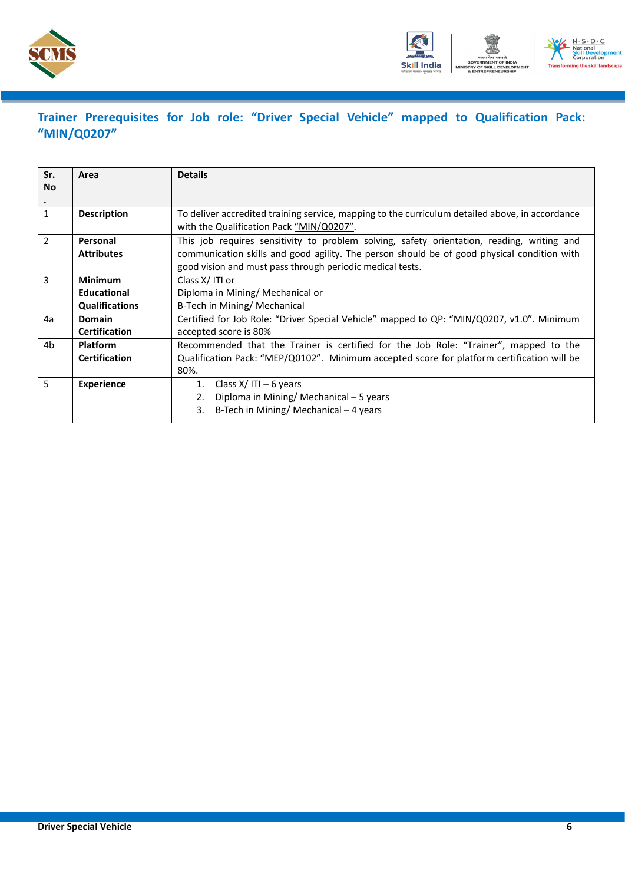## Trainer Prerequisites for Job role: "Driver Special Vehicle" mapped to Qualification Pack: "MIN/Q0207"

| Sr. No. | Area | Details |
|---|---|---|
| 1 | **Description** | To deliver accredited training service, mapping to the curriculum detailed above, in accordance with the Qualification Pack "MIN/Q0207". |
| 2 | **Personal Attributes** | This job requires sensitivity to problem solving, safety orientation, reading, writing and communication skills and good agility. The person should be of good physical condition with good vision and must pass through periodic medical tests. |
| 3 | **Minimum Educational Qualifications** | Class X/ ITI or<br>Diploma in Mining/ Mechanical or<br>B-Tech in Mining/ Mechanical |
| 4a | **Domain Certification** | Certified for Job Role: "Driver Special Vehicle" mapped to QP: "MIN/Q0207, v1.0". Minimum accepted score is 80% |
| 4b | **Platform Certification** | Recommended that the Trainer is certified for the Job Role: "Trainer", mapped to the Qualification Pack: "MEP/Q0102". Minimum accepted score for platform certification will be 80%. |
| 5 | **Experience** | 1. Class X/ ITI – 6 years<br>2. Diploma in Mining/ Mechanical – 5 years<br>3. B-Tech in Mining/ Mechanical – 4 years |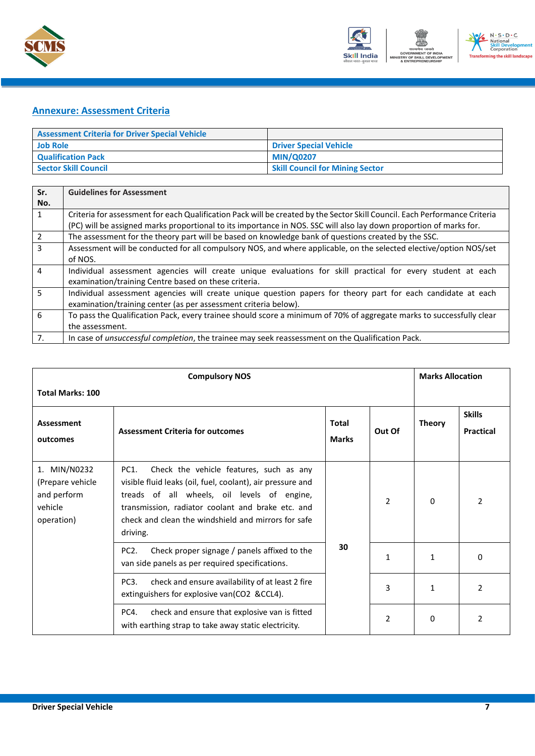## Annexure: Assessment Criteria

| Assessment Criteria for Driver Special Vehicle | |
|---|---|
| **Job Role** | **Driver Special Vehicle** |
| **Qualification Pack** | **MIN/Q0207** |
| **Sector Skill Council** | **Skill Council for Mining Sector** |

| Sr. No. | Guidelines for Assessment |
|---|---|
| 1 | Criteria for assessment for each Qualification Pack will be created by the Sector Skill Council. Each Performance Criteria (PC) will be assigned marks proportional to its importance in NOS. SSC will also lay down proportion of marks for. |
| 2 | The assessment for the theory part will be based on knowledge bank of questions created by the SSC. |
| 3 | Assessment will be conducted for all compulsory NOS, and where applicable, on the selected elective/option NOS/set of NOS. |
| 4 | Individual assessment agencies will create unique evaluations for skill practical for every student at each examination/training Centre based on these criteria. |
| 5 | Individual assessment agencies will create unique question papers for theory part for each candidate at each examination/training center (as per assessment criteria below). |
| 6 | To pass the Qualification Pack, every trainee should score a minimum of 70% of aggregate marks to successfully clear the assessment. |
| 7. | In case of *unsuccessful completion*, the trainee may seek reassessment on the Qualification Pack. |

| **Compulsory NOS**<br>**Total Marks: 100** | | | | **Marks Allocation** | |
|---|---|---|---|---|---|
| **Assessment outcomes** | **Assessment Criteria for outcomes** | **Total Marks** | **Out Of** | **Theory** | **Skills Practical** |
| 1. MIN/N0232 (Prepare vehicle and perform vehicle operation) | PC1. Check the vehicle features, such as any visible fluid leaks (oil, fuel, coolant), air pressure and treads of all wheels, oil levels of engine, transmission, radiator coolant and brake etc. and check and clean the windshield and mirrors for safe driving. | **30** | 2 | 0 | 2 |
| | PC2. Check proper signage / panels affixed to the van side panels as per required specifications. | | 1 | 1 | 0 |
| | PC3. check and ensure availability of at least 2 fire extinguishers for explosive van($CO_2$ &$CCL_4$). | | 3 | 1 | 2 |
| | PC4. check and ensure that explosive van is fitted with earthing strap to take away static electricity. | | 2 | 0 | 2 |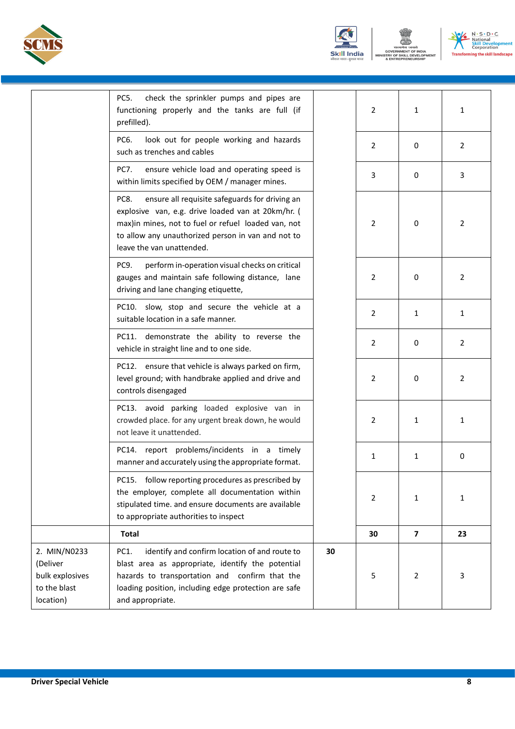| | | | | | |
|---|---|---|---|---|---|
| | PC5. check the sprinkler pumps and pipes are functioning properly and the tanks are full (if prefilled). | | 2 | 1 | 1 |
| | PC6. look out for people working and hazards such as trenches and cables | | 2 | 0 | 2 |
| | PC7. ensure vehicle load and operating speed is within limits specified by OEM / manager mines. | | 3 | 0 | 3 |
| | PC8. ensure all requisite safeguards for driving an explosive van, e.g. drive loaded van at 20km/hr. ( max)in mines, not to fuel or refuel loaded van, not to allow any unauthorized person in van and not to leave the van unattended. | | 2 | 0 | 2 |
| | PC9. perform in-operation visual checks on critical gauges and maintain safe following distance, lane driving and lane changing etiquette, | | 2 | 0 | 2 |
| | PC10. slow, stop and secure the vehicle at a suitable location in a safe manner. | | 2 | 1 | 1 |
| | PC11. demonstrate the ability to reverse the vehicle in straight line and to one side. | | 2 | 0 | 2 |
| | PC12. ensure that vehicle is always parked on firm, level ground; with handbrake applied and drive and controls disengaged | | 2 | 0 | 2 |
| | PC13. avoid parking loaded explosive van in crowded place. for any urgent break down, he would not leave it unattended. | | 2 | 1 | 1 |
| | PC14. report problems/incidents in a timely manner and accurately using the appropriate format. | | 1 | 1 | 0 |
| | PC15. follow reporting procedures as prescribed by the employer, complete all documentation within stipulated time. and ensure documents are available to appropriate authorities to inspect | | 2 | 1 | 1 |
| | **Total** | | **30** | **7** | **23** |
| 2. MIN/N0233 (Deliver bulk explosives to the blast location) | PC1. identify and confirm location of and route to blast area as appropriate, identify the potential hazards to transportation and confirm that the loading position, including edge protection are safe and appropriate. | **30** | 5 | 2 | 3 |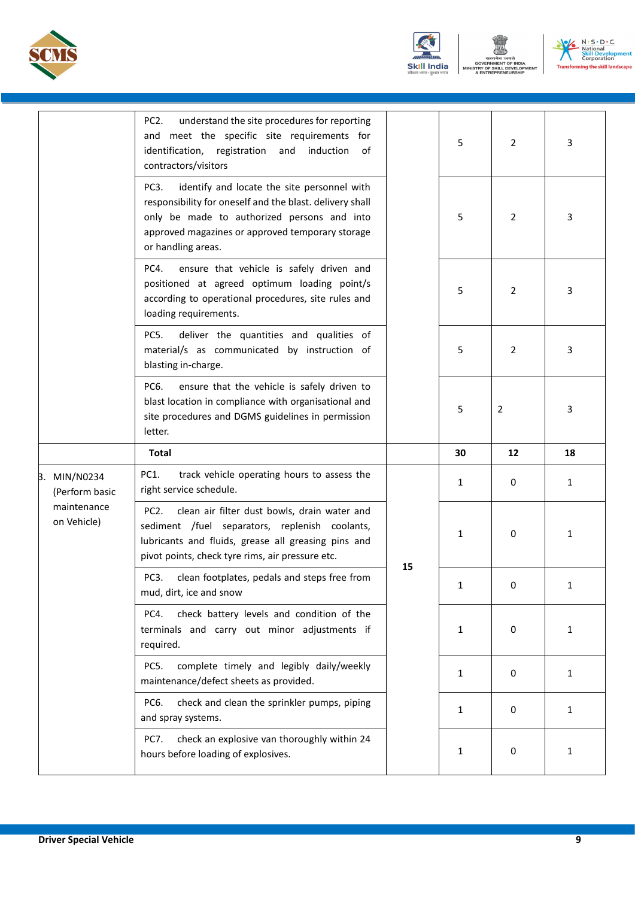| | | | | | |
|---|---|---|---|---|---|
| | PC2. understand the site procedures for reporting and meet the specific site requirements for identification, registration and induction of contractors/visitors | | 5 | 2 | 3 |
| | PC3. identify and locate the site personnel with responsibility for oneself and the blast. delivery shall only be made to authorized persons and into approved magazines or approved temporary storage or handling areas. | | 5 | 2 | 3 |
| | PC4. ensure that vehicle is safely driven and positioned at agreed optimum loading point/s according to operational procedures, site rules and loading requirements. | | 5 | 2 | 3 |
| | PC5. deliver the quantities and qualities of material/s as communicated by instruction of blasting in-charge. | | 5 | 2 | 3 |
| | PC6. ensure that the vehicle is safely driven to blast location in compliance with organisational and site procedures and DGMS guidelines in permission letter. | | 5 | 2 | 3 |
| | **Total** | | **30** | **12** | **18** |
| 3. MIN/N0234 (Perform basic maintenance on Vehicle) | PC1. track vehicle operating hours to assess the right service schedule. | **15** | 1 | 0 | 1 |
| | PC2. clean air filter dust bowls, drain water and sediment /fuel separators, replenish coolants, lubricants and fluids, grease all greasing pins and pivot points, check tyre rims, air pressure etc. | | 1 | 0 | 1 |
| | PC3. clean footplates, pedals and steps free from mud, dirt, ice and snow | | 1 | 0 | 1 |
| | PC4. check battery levels and condition of the terminals and carry out minor adjustments if required. | | 1 | 0 | 1 |
| | PC5. complete timely and legibly daily/weekly maintenance/defect sheets as provided. | | 1 | 0 | 1 |
| | PC6. check and clean the sprinkler pumps, piping and spray systems. | | 1 | 0 | 1 |
| | PC7. check an explosive van thoroughly within 24 hours before loading of explosives. | | 1 | 0 | 1 |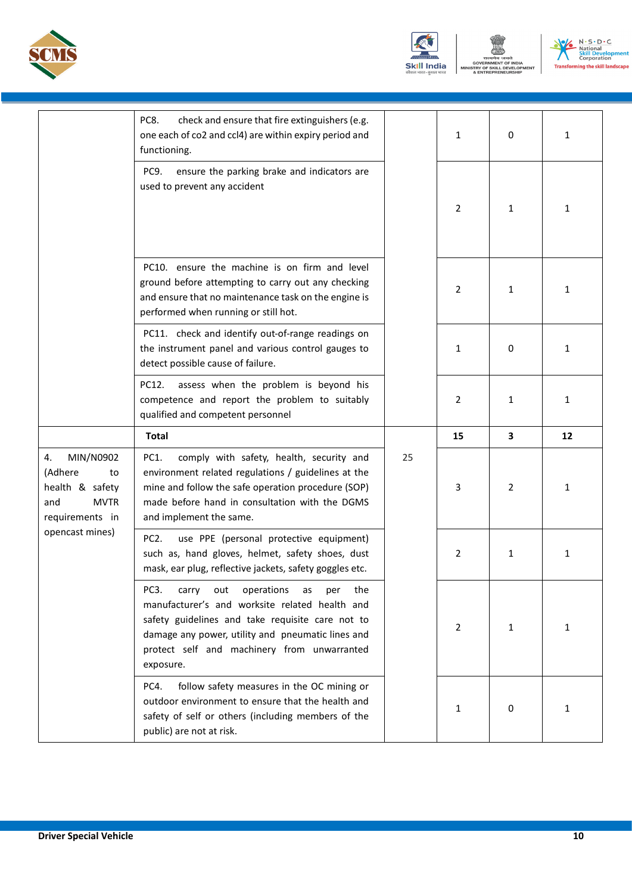| | | | | | |
|---|---|---|---|---|---|
| | PC8. check and ensure that fire extinguishers (e.g. one each of co2 and ccl4) are within expiry period and functioning. | | 1 | 0 | 1 |
| | PC9. ensure the parking brake and indicators are used to prevent any accident | | 2 | 1 | 1 |
| | PC10. ensure the machine is on firm and level ground before attempting to carry out any checking and ensure that no maintenance task on the engine is performed when running or still hot. | | 2 | 1 | 1 |
| | PC11. check and identify out-of-range readings on the instrument panel and various control gauges to detect possible cause of failure. | | 1 | 0 | 1 |
| | PC12. assess when the problem is beyond his competence and report the problem to suitably qualified and competent personnel | | 2 | 1 | 1 |
| | **Total** | | **15** | **3** | **12** |
| 4. MIN/N0902 (Adhere to health & safety and MVTR requirements in opencast mines) | PC1. comply with safety, health, security and environment related regulations / guidelines at the mine and follow the safe operation procedure (SOP) made before hand in consultation with the DGMS and implement the same. | 25 | 3 | 2 | 1 |
| | PC2. use PPE (personal protective equipment) such as, hand gloves, helmet, safety shoes, dust mask, ear plug, reflective jackets, safety goggles etc. | | 2 | 1 | 1 |
| | PC3. carry out operations as per the manufacturer's and worksite related health and safety guidelines and take requisite care not to damage any power, utility and pneumatic lines and protect self and machinery from unwarranted exposure. | | 2 | 1 | 1 |
| | PC4. follow safety measures in the OC mining or outdoor environment to ensure that the health and safety of self or others (including members of the public) are not at risk. | | 1 | 0 | 1 |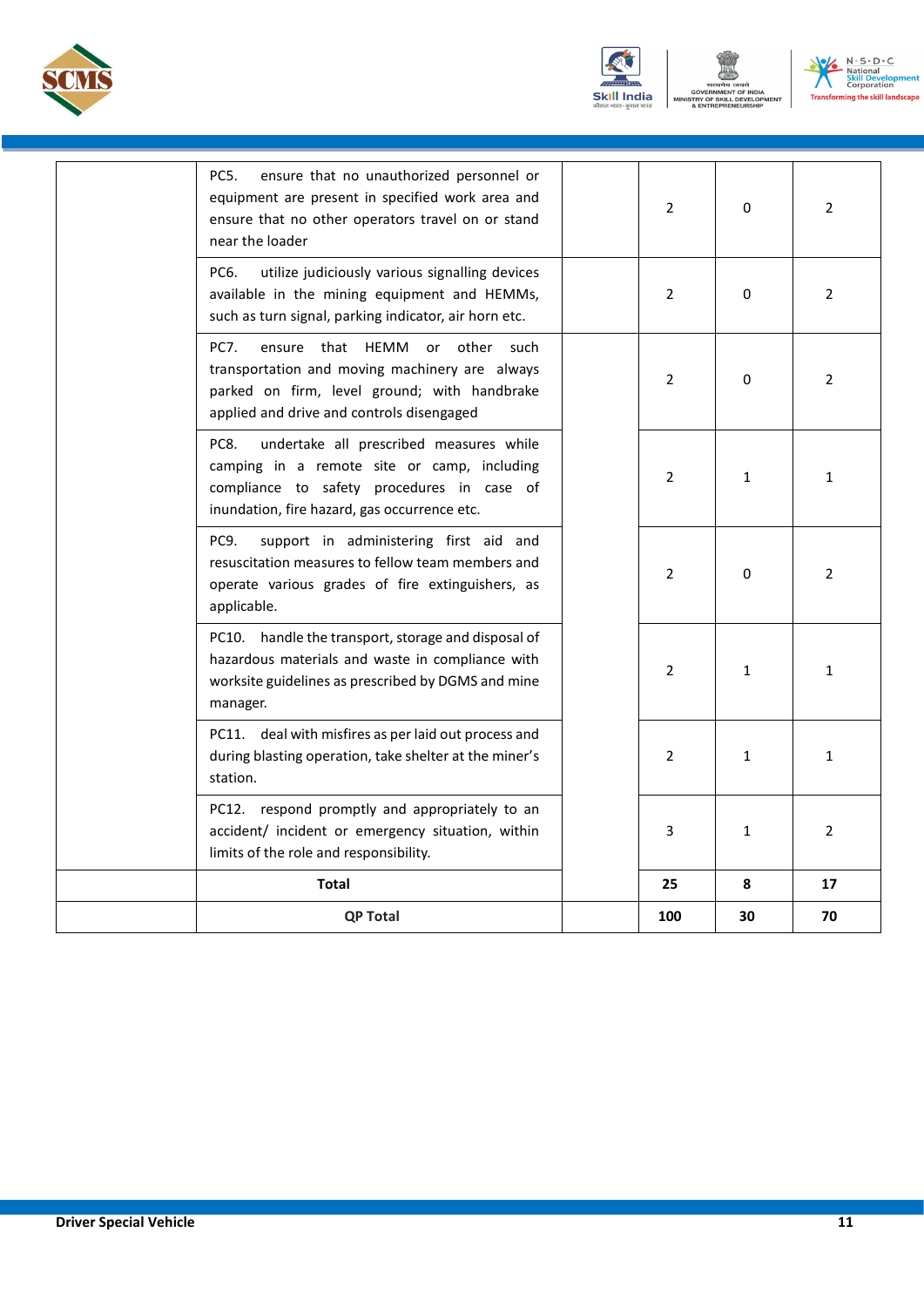| | | | | | |
|---|---|---|---|---|---|
| | PC5. ensure that no unauthorized personnel or equipment are present in specified work area and ensure that no other operators travel on or stand near the loader | | 2 | 0 | 2 |
| | PC6. utilize judiciously various signalling devices available in the mining equipment and HEMMs, such as turn signal, parking indicator, air horn etc. | | 2 | 0 | 2 |
| | PC7. ensure that HEMM or other such transportation and moving machinery are always parked on firm, level ground; with handbrake applied and drive and controls disengaged | | 2 | 0 | 2 |
| | PC8. undertake all prescribed measures while camping in a remote site or camp, including compliance to safety procedures in case of inundation, fire hazard, gas occurrence etc. | | 2 | 1 | 1 |
| | PC9. support in administering first aid and resuscitation measures to fellow team members and operate various grades of fire extinguishers, as applicable. | | 2 | 0 | 2 |
| | PC10. handle the transport, storage and disposal of hazardous materials and waste in compliance with worksite guidelines as prescribed by DGMS and mine manager. | | 2 | 1 | 1 |
| | PC11. deal with misfires as per laid out process and during blasting operation, take shelter at the miner's station. | | 2 | 1 | 1 |
| | PC12. respond promptly and appropriately to an accident/ incident or emergency situation, within limits of the role and responsibility. | | 3 | 1 | 2 |
| | **Total** | | **25** | **8** | **17** |
| | **QP Total** | | **100** | **30** | **70** |